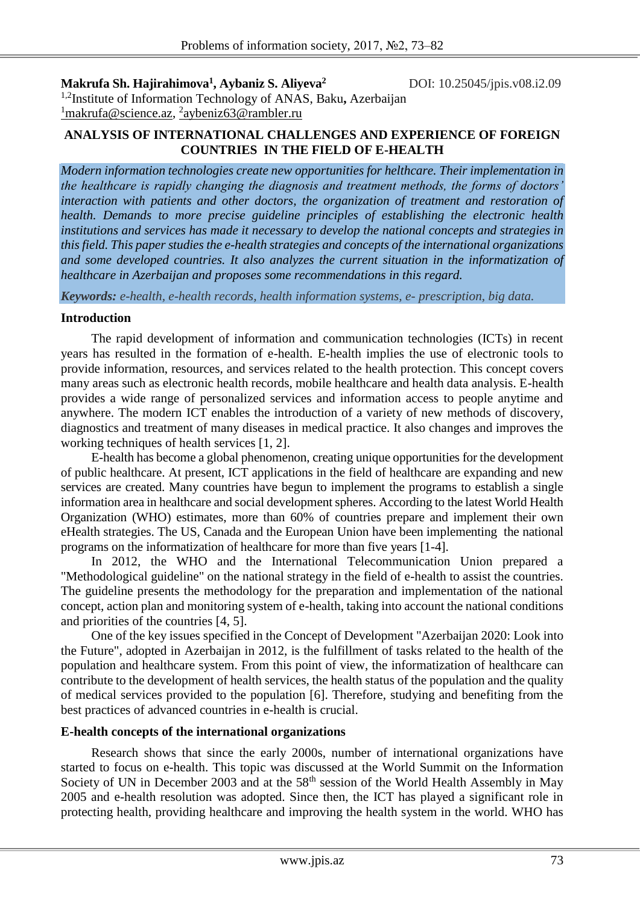**Makrufa Sh. Hajirahimova[1], Aybaniz S. Aliyeva[2]** DOI: 10.25045/jpis.v08.i2.09

[1,2]Institute of Information Technology of ANAS, Baku, Azerbaijan

[1]makrufa@science.az, [2]aybeniz63@rambler.ru

# ANALYSIS OF INTERNATIONAL CHALLENGES AND EXPERIENCE OF FOREIGN COUNTRIES IN THE FIELD OF E-HEALTH

*Modern information technologies create new opportunities for helthcare. Their implementation in the healthcare is rapidly changing the diagnosis and treatment methods, the forms of doctors' interaction with patients and other doctors, the organization of treatment and restoration of health. Demands to more precise guideline principles of establishing the electronic health institutions and services has made it necessary to develop the national concepts and strategies in this field. This paper studies the e-health strategies and concepts of the international organizations and some developed countries. It also analyzes the current situation in the informatization of healthcare in Azerbaijan and proposes some recommendations in this regard.*

***Keywords:*** *e-health, e-health records, health information systems, e- prescription, big data.*

## Introduction

The rapid development of information and communication technologies (ICTs) in recent years has resulted in the formation of e-health. E-health implies the use of electronic tools to provide information, resources, and services related to the health protection. This concept covers many areas such as electronic health records, mobile healthcare and health data analysis. E-health provides a wide range of personalized services and information access to people anytime and anywhere. The modern ICT enables the introduction of a variety of new methods of discovery, diagnostics and treatment of many diseases in medical practice. It also changes and improves the working techniques of health services [1, 2].

E-health has become a global phenomenon, creating unique opportunities for the development of public healthcare. At present, ICT applications in the field of healthcare are expanding and new services are created. Many countries have begun to implement the programs to establish a single information area in healthcare and social development spheres. According to the latest World Health Organization (WHO) estimates, more than 60% of countries prepare and implement their own eHealth strategies. The US, Canada and the European Union have been implementing the national programs on the informatization of healthcare for more than five years [1-4].

In 2012, the WHO and the International Telecommunication Union prepared a "Methodological guideline" on the national strategy in the field of e-health to assist the countries. The guideline presents the methodology for the preparation and implementation of the national concept, action plan and monitoring system of e-health, taking into account the national conditions and priorities of the countries [4, 5].

One of the key issues specified in the Concept of Development "Azerbaijan 2020: Look into the Future", adopted in Azerbaijan in 2012, is the fulfillment of tasks related to the health of the population and healthcare system. From this point of view, the informatization of healthcare can contribute to the development of health services, the health status of the population and the quality of medical services provided to the population [6]. Therefore, studying and benefiting from the best practices of advanced countries in e-health is crucial.

## E-health concepts of the international organizations

Research shows that since the early 2000s, number of international organizations have started to focus on e-health. This topic was discussed at the World Summit on the Information Society of UN in December 2003 and at the 58th session of the World Health Assembly in May 2005 and e-health resolution was adopted. Since then, the ICT has played a significant role in protecting health, providing healthcare and improving the health system in the world. WHO has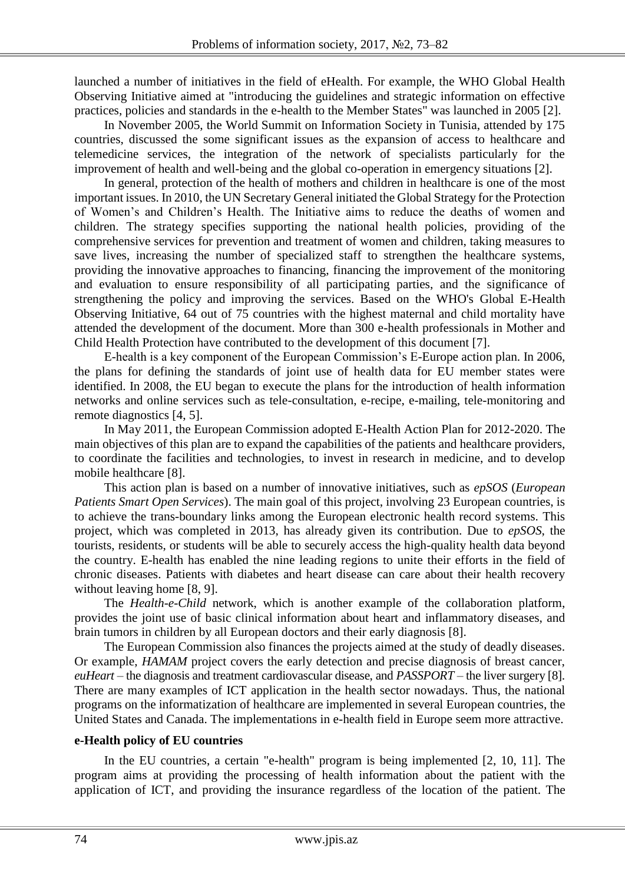launched a number of initiatives in the field of eHealth. For example, the WHO Global Health Observing Initiative aimed at "introducing the guidelines and strategic information on effective practices, policies and standards in the e-health to the Member States" was launched in 2005 [2].

In November 2005, the World Summit on Information Society in Tunisia, attended by 175 countries, discussed the some significant issues as the expansion of access to healthcare and telemedicine services, the integration of the network of specialists particularly for the improvement of health and well-being and the global co-operation in emergency situations [2].

In general, protection of the health of mothers and children in healthcare is one of the most important issues. In 2010, the UN Secretary General initiated the Global Strategy for the Protection of Women's and Children's Health. The Initiative aims to reduce the deaths of women and children. The strategy specifies supporting the national health policies, providing of the comprehensive services for prevention and treatment of women and children, taking measures to save lives, increasing the number of specialized staff to strengthen the healthcare systems, providing the innovative approaches to financing, financing the improvement of the monitoring and evaluation to ensure responsibility of all participating parties, and the significance of strengthening the policy and improving the services. Based on the WHO's Global E-Health Observing Initiative, 64 out of 75 countries with the highest maternal and child mortality have attended the development of the document. More than 300 e-health professionals in Mother and Child Health Protection have contributed to the development of this document [7].

E-health is a key component of the European Commission's E-Europe action plan. In 2006, the plans for defining the standards of joint use of health data for EU member states were identified. In 2008, the EU began to execute the plans for the introduction of health information networks and online services such as tele-consultation, e-recipe, e-mailing, tele-monitoring and remote diagnostics [4, 5].

In May 2011, the European Commission adopted E-Health Action Plan for 2012-2020. The main objectives of this plan are to expand the capabilities of the patients and healthcare providers, to coordinate the facilities and technologies, to invest in research in medicine, and to develop mobile healthcare [8].

This action plan is based on a number of innovative initiatives, such as *epSOS* (*European Patients Smart Open Services*). The main goal of this project, involving 23 European countries, is to achieve the trans-boundary links among the European electronic health record systems. This project, which was completed in 2013, has already given its contribution. Due to *epSOS*, the tourists, residents, or students will be able to securely access the high-quality health data beyond the country. E-health has enabled the nine leading regions to unite their efforts in the field of chronic diseases. Patients with diabetes and heart disease can care about their health recovery without leaving home [8, 9].

The *Health-e-Child* network, which is another example of the collaboration platform, provides the joint use of basic clinical information about heart and inflammatory diseases, and brain tumors in children by all European doctors and their early diagnosis [8].

The European Commission also finances the projects aimed at the study of deadly diseases. Or example, *HAMAM* project covers the early detection and precise diagnosis of breast cancer, *euHeart* – the diagnosis and treatment cardiovascular disease, and *PASSPORT* – the liver surgery [8]. There are many examples of ICT application in the health sector nowadays. Thus, the national programs on the informatization of healthcare are implemented in several European countries, the United States and Canada. The implementations in e-health field in Europe seem more attractive.

## e-Health policy of EU countries

In the EU countries, a certain "e-health" program is being implemented [2, 10, 11]. The program aims at providing the processing of health information about the patient with the application of ICT, and providing the insurance regardless of the location of the patient. The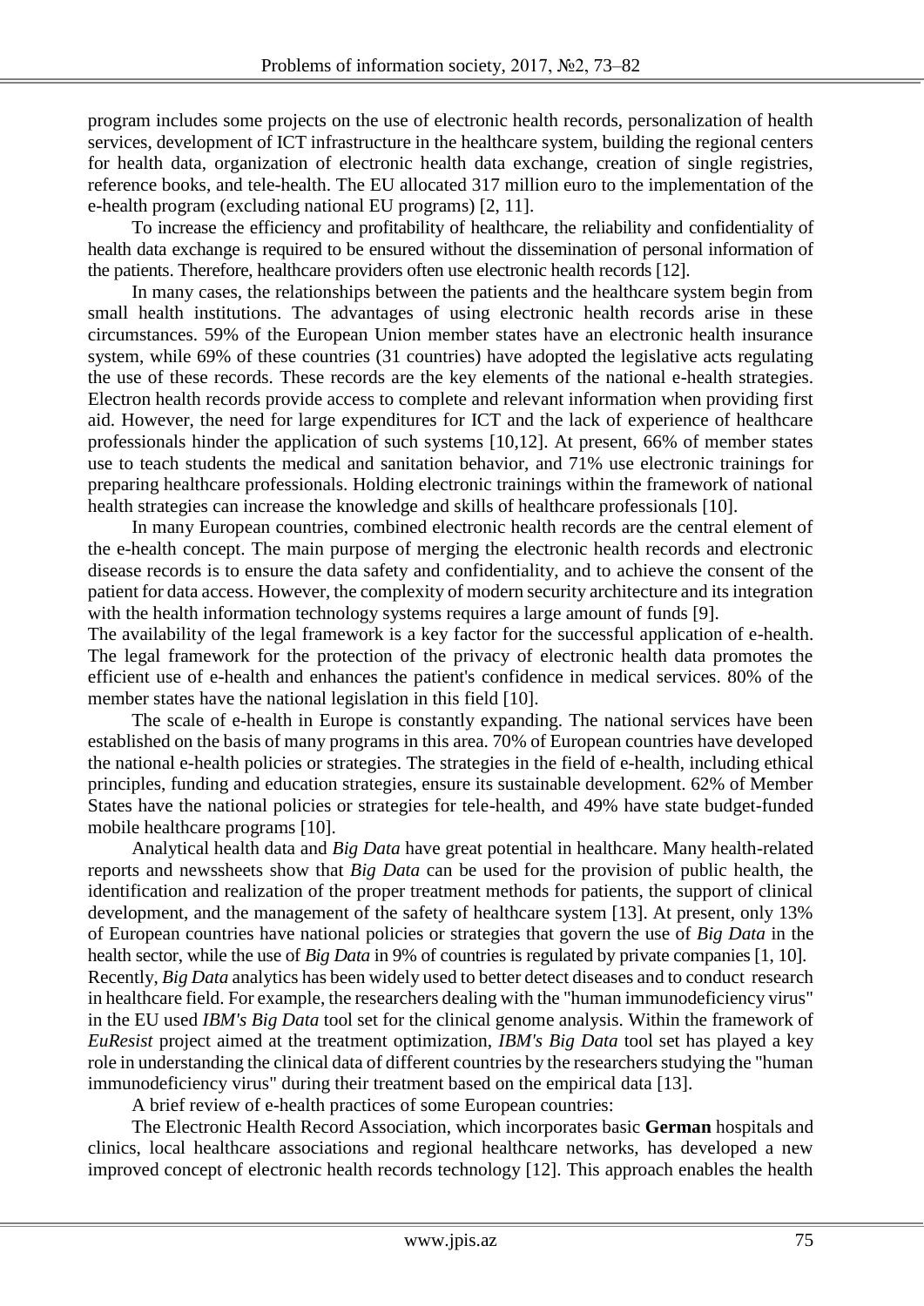program includes some projects on the use of electronic health records, personalization of health services, development of ICT infrastructure in the healthcare system, building the regional centers for health data, organization of electronic health data exchange, creation of single registries, reference books, and tele-health. The EU allocated 317 million euro to the implementation of the e-health program (excluding national EU programs) [2, 11].

To increase the efficiency and profitability of healthcare, the reliability and confidentiality of health data exchange is required to be ensured without the dissemination of personal information of the patients. Therefore, healthcare providers often use electronic health records [12].

In many cases, the relationships between the patients and the healthcare system begin from small health institutions. The advantages of using electronic health records arise in these circumstances. 59% of the European Union member states have an electronic health insurance system, while 69% of these countries (31 countries) have adopted the legislative acts regulating the use of these records. These records are the key elements of the national e-health strategies. Electron health records provide access to complete and relevant information when providing first aid. However, the need for large expenditures for ICT and the lack of experience of healthcare professionals hinder the application of such systems [10,12]. At present, 66% of member states use to teach students the medical and sanitation behavior, and 71% use electronic trainings for preparing healthcare professionals. Holding electronic trainings within the framework of national health strategies can increase the knowledge and skills of healthcare professionals [10].

In many European countries, combined electronic health records are the central element of the e-health concept. The main purpose of merging the electronic health records and electronic disease records is to ensure the data safety and confidentiality, and to achieve the consent of the patient for data access. However, the complexity of modern security architecture and its integration with the health information technology systems requires a large amount of funds [9].

The availability of the legal framework is a key factor for the successful application of e-health. The legal framework for the protection of the privacy of electronic health data promotes the efficient use of e-health and enhances the patient's confidence in medical services. 80% of the member states have the national legislation in this field [10].

The scale of e-health in Europe is constantly expanding. The national services have been established on the basis of many programs in this area. 70% of European countries have developed the national e-health policies or strategies. The strategies in the field of e-health, including ethical principles, funding and education strategies, ensure its sustainable development. 62% of Member States have the national policies or strategies for tele-health, and 49% have state budget-funded mobile healthcare programs [10].

Analytical health data and *Big Data* have great potential in healthcare. Many health-related reports and newssheets show that *Big Data* can be used for the provision of public health, the identification and realization of the proper treatment methods for patients, the support of clinical development, and the management of the safety of healthcare system [13]. At present, only 13% of European countries have national policies or strategies that govern the use of *Big Data* in the health sector, while the use of *Big Data* in 9% of countries is regulated by private companies [1, 10].

Recently, *Big Data* analytics has been widely used to better detect diseases and to conduct research in healthcare field. For example, the researchers dealing with the "human immunodeficiency virus" in the EU used *IBM's Big Data* tool set for the clinical genome analysis. Within the framework of *EuResist* project aimed at the treatment optimization, *IBM's Big Data* tool set has played a key role in understanding the clinical data of different countries by the researchers studying the "human immunodeficiency virus" during their treatment based on the empirical data [13].

A brief review of e-health practices of some European countries:

The Electronic Health Record Association, which incorporates basic **German** hospitals and clinics, local healthcare associations and regional healthcare networks, has developed a new improved concept of electronic health records technology [12]. This approach enables the health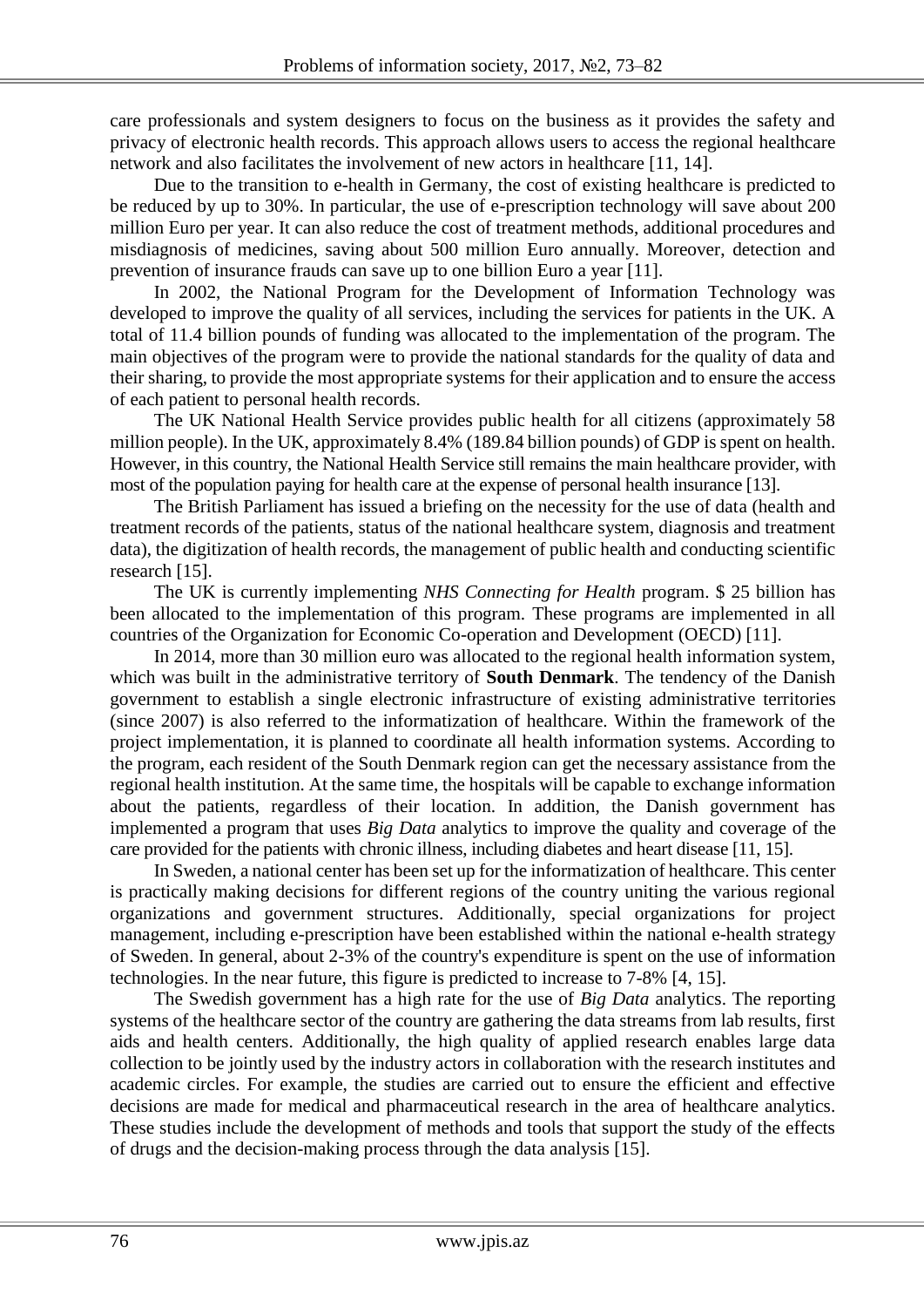care professionals and system designers to focus on the business as it provides the safety and privacy of electronic health records. This approach allows users to access the regional healthcare network and also facilitates the involvement of new actors in healthcare [11, 14].

Due to the transition to e-health in Germany, the cost of existing healthcare is predicted to be reduced by up to 30%. In particular, the use of e-prescription technology will save about 200 million Euro per year. It can also reduce the cost of treatment methods, additional procedures and misdiagnosis of medicines, saving about 500 million Euro annually. Moreover, detection and prevention of insurance frauds can save up to one billion Euro a year [11].

In 2002, the National Program for the Development of Information Technology was developed to improve the quality of all services, including the services for patients in the UK. A total of 11.4 billion pounds of funding was allocated to the implementation of the program. The main objectives of the program were to provide the national standards for the quality of data and their sharing, to provide the most appropriate systems for their application and to ensure the access of each patient to personal health records.

The UK National Health Service provides public health for all citizens (approximately 58 million people). In the UK, approximately 8.4% (189.84 billion pounds) of GDP is spent on health. However, in this country, the National Health Service still remains the main healthcare provider, with most of the population paying for health care at the expense of personal health insurance [13].

The British Parliament has issued a briefing on the necessity for the use of data (health and treatment records of the patients, status of the national healthcare system, diagnosis and treatment data), the digitization of health records, the management of public health and conducting scientific research [15].

The UK is currently implementing *NHS Connecting for Health* program. $ 25 billion has been allocated to the implementation of this program. These programs are implemented in all countries of the Organization for Economic Co-operation and Development (OECD) [11].

In 2014, more than 30 million euro was allocated to the regional health information system, which was built in the administrative territory of **South Denmark**. The tendency of the Danish government to establish a single electronic infrastructure of existing administrative territories (since 2007) is also referred to the informatization of healthcare. Within the framework of the project implementation, it is planned to coordinate all health information systems. According to the program, each resident of the South Denmark region can get the necessary assistance from the regional health institution. At the same time, the hospitals will be capable to exchange information about the patients, regardless of their location. In addition, the Danish government has implemented a program that uses *Big Data* analytics to improve the quality and coverage of the care provided for the patients with chronic illness, including diabetes and heart disease [11, 15].

In Sweden, a national center has been set up for the informatization of healthcare. This center is practically making decisions for different regions of the country uniting the various regional organizations and government structures. Additionally, special organizations for project management, including e-prescription have been established within the national e-health strategy of Sweden. In general, about 2-3% of the country's expenditure is spent on the use of information technologies. In the near future, this figure is predicted to increase to 7-8% [4, 15].

The Swedish government has a high rate for the use of *Big Data* analytics. The reporting systems of the healthcare sector of the country are gathering the data streams from lab results, first aids and health centers. Additionally, the high quality of applied research enables large data collection to be jointly used by the industry actors in collaboration with the research institutes and academic circles. For example, the studies are carried out to ensure the efficient and effective decisions are made for medical and pharmaceutical research in the area of healthcare analytics. These studies include the development of methods and tools that support the study of the effects of drugs and the decision-making process through the data analysis [15].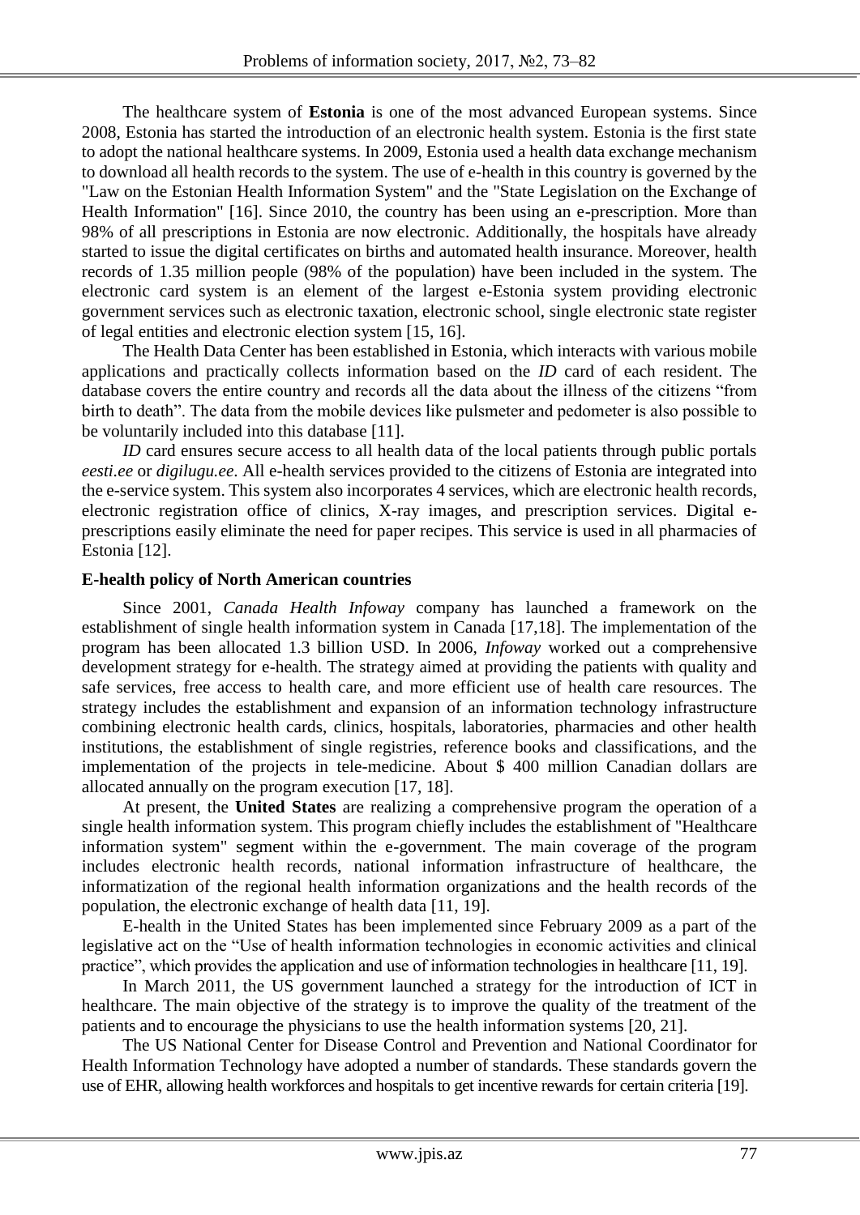The healthcare system of **Estonia** is one of the most advanced European systems. Since 2008, Estonia has started the introduction of an electronic health system. Estonia is the first state to adopt the national healthcare systems. In 2009, Estonia used a health data exchange mechanism to download all health records to the system. The use of e-health in this country is governed by the "Law on the Estonian Health Information System" and the "State Legislation on the Exchange of Health Information" [16]. Since 2010, the country has been using an e-prescription. More than 98% of all prescriptions in Estonia are now electronic. Additionally, the hospitals have already started to issue the digital certificates on births and automated health insurance. Moreover, health records of 1.35 million people (98% of the population) have been included in the system. The electronic card system is an element of the largest e-Estonia system providing electronic government services such as electronic taxation, electronic school, single electronic state register of legal entities and electronic election system [15, 16].

The Health Data Center has been established in Estonia, which interacts with various mobile applications and practically collects information based on the *ID* card of each resident. The database covers the entire country and records all the data about the illness of the citizens "from birth to death". The data from the mobile devices like pulsmeter and pedometer is also possible to be voluntarily included into this database [11].

*ID* card ensures secure access to all health data of the local patients through public portals *eesti.ee* or *digilugu.ee*. All e-health services provided to the citizens of Estonia are integrated into the e-service system. This system also incorporates 4 services, which are electronic health records, electronic registration office of clinics, X-ray images, and prescription services. Digital e-prescriptions easily eliminate the need for paper recipes. This service is used in all pharmacies of Estonia [12].

**E-health policy of North American countries**

Since 2001, *Canada Health Infoway* company has launched a framework on the establishment of single health information system in Canada [17,18]. The implementation of the program has been allocated 1.3 billion USD. In 2006, *Infoway* worked out a comprehensive development strategy for e-health. The strategy aimed at providing the patients with quality and safe services, free access to health care, and more efficient use of health care resources. The strategy includes the establishment and expansion of an information technology infrastructure combining electronic health cards, clinics, hospitals, laboratories, pharmacies and other health institutions, the establishment of single registries, reference books and classifications, and the implementation of the projects in tele-medicine. About $ 400 million Canadian dollars are allocated annually on the program execution [17, 18].

At present, the **United States** are realizing a comprehensive program the operation of a single health information system. This program chiefly includes the establishment of "Healthcare information system" segment within the e-government. The main coverage of the program includes electronic health records, national information infrastructure of healthcare, the informatization of the regional health information organizations and the health records of the population, the electronic exchange of health data [11, 19].

E-health in the United States has been implemented since February 2009 as a part of the legislative act on the "Use of health information technologies in economic activities and clinical practice", which provides the application and use of information technologies in healthcare [11, 19].

In March 2011, the US government launched a strategy for the introduction of ICT in healthcare. The main objective of the strategy is to improve the quality of the treatment of the patients and to encourage the physicians to use the health information systems [20, 21].

The US National Center for Disease Control and Prevention and National Coordinator for Health Information Technology have adopted a number of standards. These standards govern the use of EHR, allowing health workforces and hospitals to get incentive rewards for certain criteria [19].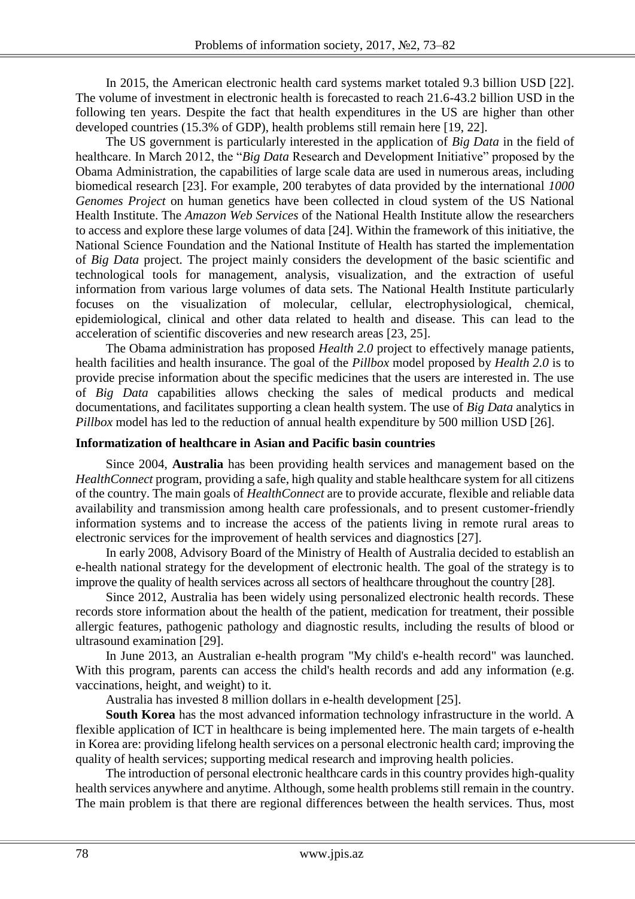In 2015, the American electronic health card systems market totaled 9.3 billion USD [22]. The volume of investment in electronic health is forecasted to reach 21.6-43.2 billion USD in the following ten years. Despite the fact that health expenditures in the US are higher than other developed countries (15.3% of GDP), health problems still remain here [19, 22].

The US government is particularly interested in the application of *Big Data* in the field of healthcare. In March 2012, the "*Big Data* Research and Development Initiative" proposed by the Obama Administration, the capabilities of large scale data are used in numerous areas, including biomedical research [23]. For example, 200 terabytes of data provided by the international *1000 Genomes Project* on human genetics have been collected in cloud system of the US National Health Institute. The *Amazon Web Services* of the National Health Institute allow the researchers to access and explore these large volumes of data [24]. Within the framework of this initiative, the National Science Foundation and the National Institute of Health has started the implementation of *Big Data* project. The project mainly considers the development of the basic scientific and technological tools for management, analysis, visualization, and the extraction of useful information from various large volumes of data sets. The National Health Institute particularly focuses on the visualization of molecular, cellular, electrophysiological, chemical, epidemiological, clinical and other data related to health and disease. This can lead to the acceleration of scientific discoveries and new research areas [23, 25].

The Obama administration has proposed *Health 2.0* project to effectively manage patients, health facilities and health insurance. The goal of the *Pillbox* model proposed by *Health 2.0* is to provide precise information about the specific medicines that the users are interested in. The use of *Big Data* capabilities allows checking the sales of medical products and medical documentations, and facilitates supporting a clean health system. The use of *Big Data* analytics in *Pillbox* model has led to the reduction of annual health expenditure by 500 million USD [26].

**Informatization of healthcare in Asian and Pacific basin countries**

Since 2004, **Australia** has been providing health services and management based on the *HealthConnect* program, providing a safe, high quality and stable healthcare system for all citizens of the country. The main goals of *HealthConnect* are to provide accurate, flexible and reliable data availability and transmission among health care professionals, and to present customer-friendly information systems and to increase the access of the patients living in remote rural areas to electronic services for the improvement of health services and diagnostics [27].

In early 2008, Advisory Board of the Ministry of Health of Australia decided to establish an e-health national strategy for the development of electronic health. The goal of the strategy is to improve the quality of health services across all sectors of healthcare throughout the country [28].

Since 2012, Australia has been widely using personalized electronic health records. These records store information about the health of the patient, medication for treatment, their possible allergic features, pathogenic pathology and diagnostic results, including the results of blood or ultrasound examination [29].

In June 2013, an Australian e-health program "My child's e-health record" was launched. With this program, parents can access the child's health records and add any information (e.g. vaccinations, height, and weight) to it.

Australia has invested 8 million dollars in e-health development [25].

**South Korea** has the most advanced information technology infrastructure in the world. A flexible application of ICT in healthcare is being implemented here. The main targets of e-health in Korea are: providing lifelong health services on a personal electronic health card; improving the quality of health services; supporting medical research and improving health policies.

The introduction of personal electronic healthcare cards in this country provides high-quality health services anywhere and anytime. Although, some health problems still remain in the country. The main problem is that there are regional differences between the health services. Thus, most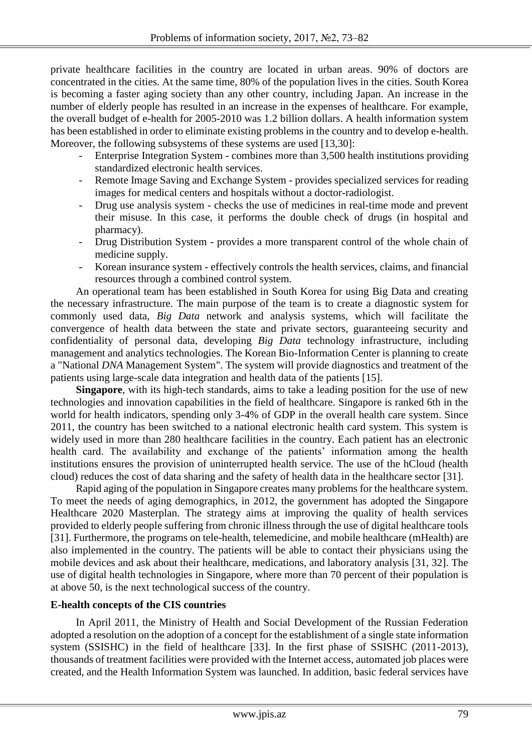private healthcare facilities in the country are located in urban areas. 90% of doctors are concentrated in the cities. At the same time, 80% of the population lives in the cities. South Korea is becoming a faster aging society than any other country, including Japan. An increase in the number of elderly people has resulted in an increase in the expenses of healthcare. For example, the overall budget of e-health for 2005-2010 was 1.2 billion dollars. A health information system has been established in order to eliminate existing problems in the country and to develop e-health. Moreover, the following subsystems of these systems are used [13,30]:

- Enterprise Integration System - combines more than 3,500 health institutions providing standardized electronic health services.
- Remote Image Saving and Exchange System - provides specialized services for reading images for medical centers and hospitals without a doctor-radiologist.
- Drug use analysis system - checks the use of medicines in real-time mode and prevent their misuse. In this case, it performs the double check of drugs (in hospital and pharmacy).
- Drug Distribution System - provides a more transparent control of the whole chain of medicine supply.
- Korean insurance system - effectively controls the health services, claims, and financial resources through a combined control system.

An operational team has been established in South Korea for using Big Data and creating the necessary infrastructure. The main purpose of the team is to create a diagnostic system for commonly used data, *Big Data* network and analysis systems, which will facilitate the convergence of health data between the state and private sectors, guaranteeing security and confidentiality of personal data, developing *Big Data* technology infrastructure, including management and analytics technologies. The Korean Bio-Information Center is planning to create a "National *DNA* Management System". The system will provide diagnostics and treatment of the patients using large-scale data integration and health data of the patients [15].

**Singapore**, with its high-tech standards, aims to take a leading position for the use of new technologies and innovation capabilities in the field of healthcare. Singapore is ranked 6th in the world for health indicators, spending only 3-4% of GDP in the overall health care system. Since 2011, the country has been switched to a national electronic health card system. This system is widely used in more than 280 healthcare facilities in the country. Each patient has an electronic health card. The availability and exchange of the patients' information among the health institutions ensures the provision of uninterrupted health service. The use of the hCloud (health cloud) reduces the cost of data sharing and the safety of health data in the healthcare sector [31].

Rapid aging of the population in Singapore creates many problems for the healthcare system. To meet the needs of aging demographics, in 2012, the government has adopted the Singapore Healthcare 2020 Masterplan. The strategy aims at improving the quality of health services provided to elderly people suffering from chronic illness through the use of digital healthcare tools [31]. Furthermore, the programs on tele-health, telemedicine, and mobile healthcare (mHealth) are also implemented in the country. The patients will be able to contact their physicians using the mobile devices and ask about their healthcare, medications, and laboratory analysis [31, 32]. The use of digital health technologies in Singapore, where more than 70 percent of their population is at above 50, is the next technological success of the country.

**E-health concepts of the CIS countries**

In April 2011, the Ministry of Health and Social Development of the Russian Federation adopted a resolution on the adoption of a concept for the establishment of a single state information system (SSISHC) in the field of healthcare [33]. In the first phase of SSISHC (2011-2013), thousands of treatment facilities were provided with the Internet access, automated job places were created, and the Health Information System was launched. In addition, basic federal services have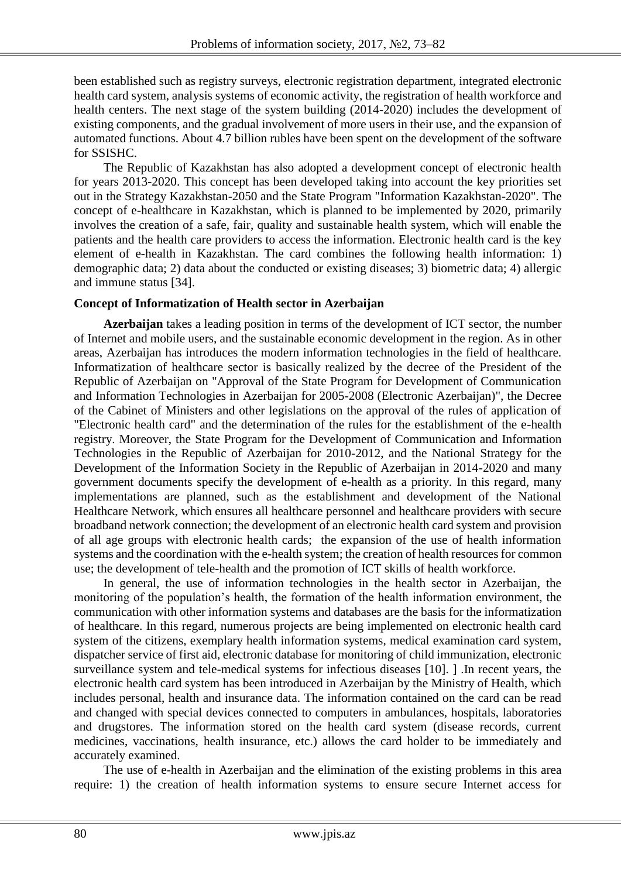been established such as registry surveys, electronic registration department, integrated electronic health card system, analysis systems of economic activity, the registration of health workforce and health centers. The next stage of the system building (2014-2020) includes the development of existing components, and the gradual involvement of more users in their use, and the expansion of automated functions. About 4.7 billion rubles have been spent on the development of the software for SSISHC.

The Republic of Kazakhstan has also adopted a development concept of electronic health for years 2013-2020. This concept has been developed taking into account the key priorities set out in the Strategy Kazakhstan-2050 and the State Program "Information Kazakhstan-2020". The concept of e-healthcare in Kazakhstan, which is planned to be implemented by 2020, primarily involves the creation of a safe, fair, quality and sustainable health system, which will enable the patients and the health care providers to access the information. Electronic health card is the key element of e-health in Kazakhstan. The card combines the following health information: 1) demographic data; 2) data about the conducted or existing diseases; 3) biometric data; 4) allergic and immune status [34].

**Concept of Informatization of Health sector in Azerbaijan**

**Azerbaijan** takes a leading position in terms of the development of ICT sector, the number of Internet and mobile users, and the sustainable economic development in the region. As in other areas, Azerbaijan has introduces the modern information technologies in the field of healthcare. Informatization of healthcare sector is basically realized by the decree of the President of the Republic of Azerbaijan on "Approval of the State Program for Development of Communication and Information Technologies in Azerbaijan for 2005-2008 (Electronic Azerbaijan)", the Decree of the Cabinet of Ministers and other legislations on the approval of the rules of application of "Electronic health card" and the determination of the rules for the establishment of the e-health registry. Moreover, the State Program for the Development of Communication and Information Technologies in the Republic of Azerbaijan for 2010-2012, and the National Strategy for the Development of the Information Society in the Republic of Azerbaijan in 2014-2020 and many government documents specify the development of e-health as a priority. In this regard, many implementations are planned, such as the establishment and development of the National Healthcare Network, which ensures all healthcare personnel and healthcare providers with secure broadband network connection; the development of an electronic health card system and provision of all age groups with electronic health cards; the expansion of the use of health information systems and the coordination with the e-health system; the creation of health resources for common use; the development of tele-health and the promotion of ICT skills of health workforce.

In general, the use of information technologies in the health sector in Azerbaijan, the monitoring of the population's health, the formation of the health information environment, the communication with other information systems and databases are the basis for the informatization of healthcare. In this regard, numerous projects are being implemented on electronic health card system of the citizens, exemplary health information systems, medical examination card system, dispatcher service of first aid, electronic database for monitoring of child immunization, electronic surveillance system and tele-medical systems for infectious diseases [10]. ] .In recent years, the electronic health card system has been introduced in Azerbaijan by the Ministry of Health, which includes personal, health and insurance data. The information contained on the card can be read and changed with special devices connected to computers in ambulances, hospitals, laboratories and drugstores. The information stored on the health card system (disease records, current medicines, vaccinations, health insurance, etc.) allows the card holder to be immediately and accurately examined.

The use of e-health in Azerbaijan and the elimination of the existing problems in this area require: 1) the creation of health information systems to ensure secure Internet access for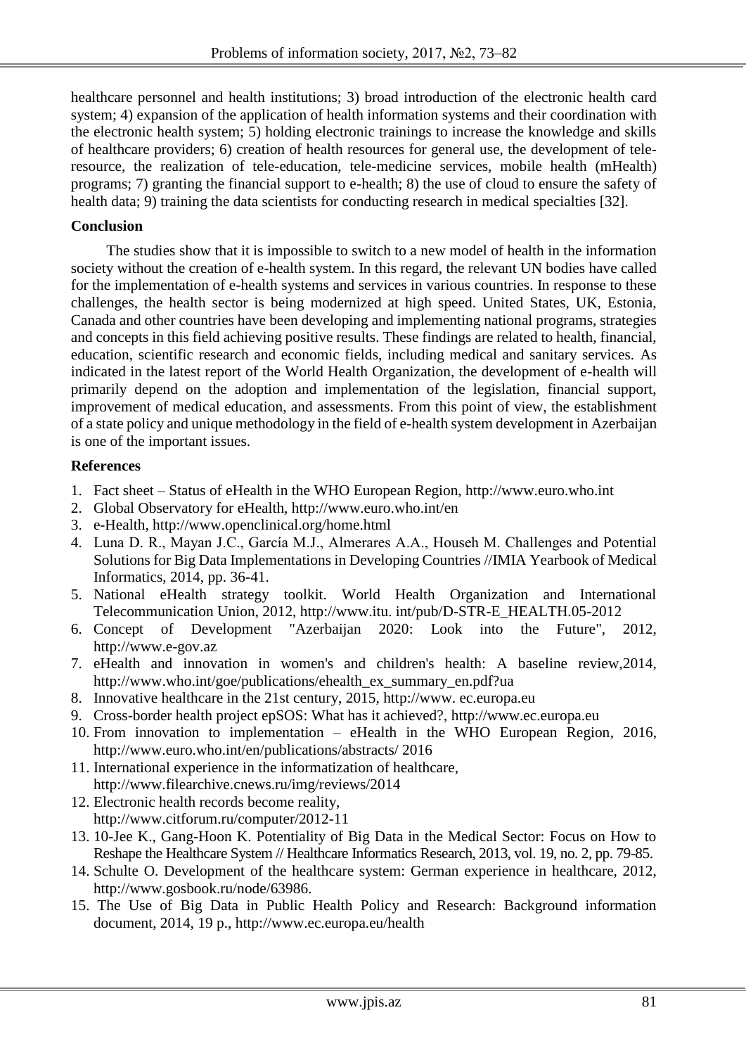healthcare personnel and health institutions; 3) broad introduction of the electronic health card system; 4) expansion of the application of health information systems and their coordination with the electronic health system; 5) holding electronic trainings to increase the knowledge and skills of healthcare providers; 6) creation of health resources for general use, the development of tele-resource, the realization of tele-education, tele-medicine services, mobile health (mHealth) programs; 7) granting the financial support to e-health; 8) the use of cloud to ensure the safety of health data; 9) training the data scientists for conducting research in medical specialties [32].

## Conclusion

The studies show that it is impossible to switch to a new model of health in the information society without the creation of e-health system. In this regard, the relevant UN bodies have called for the implementation of e-health systems and services in various countries. In response to these challenges, the health sector is being modernized at high speed. United States, UK, Estonia, Canada and other countries have been developing and implementing national programs, strategies and concepts in this field achieving positive results. These findings are related to health, financial, education, scientific research and economic fields, including medical and sanitary services. As indicated in the latest report of the World Health Organization, the development of e-health will primarily depend on the adoption and implementation of the legislation, financial support, improvement of medical education, and assessments. From this point of view, the establishment of a state policy and unique methodology in the field of e-health system development in Azerbaijan is one of the important issues.

## References

1. Fact sheet – Status of eHealth in the WHO European Region, http://www.euro.who.int
2. Global Observatory for eHealth, http://www.euro.who.int/en
3. e-Health, http://www.openclinical.org/home.html
4. Luna D. R., Mayan J.C., García M.J., Almerares A.A., Househ M. Challenges and Potential Solutions for Big Data Implementations in Developing Countries //IMIA Yearbook of Medical Informatics, 2014, pp. 36-41.
5. National eHealth strategy toolkit. World Health Organization and International Telecommunication Union, 2012, http://www.itu. int/pub/D-STR-E_HEALTH.05-2012
6. Concept of Development "Azerbaijan 2020: Look into the Future", 2012, http://www.e-gov.az
7. eHealth and innovation in women's and children's health: A baseline review,2014, http://www.who.int/goe/publications/ehealth_ex_summary_en.pdf?ua
8. Innovative healthcare in the 21st century, 2015, http://www. ec.europa.eu
9. Cross-border health project epSOS: What has it achieved?, http://www.ec.europa.eu
10. From innovation to implementation – eHealth in the WHO European Region, 2016, http://www.euro.who.int/en/publications/abstracts/ 2016
11. International experience in the informatization of healthcare, http://www.filearchive.cnews.ru/img/reviews/2014
12. Electronic health records become reality, http://www.citforum.ru/computer/2012-11
13. 10-Jee K., Gang-Hoon K. Potentiality of Big Data in the Medical Sector: Focus on How to Reshape the Healthcare System // Healthcare Informatics Research, 2013, vol. 19, no. 2, pp. 79-85.
14. Schulte O. Development of the healthcare system: German experience in healthcare, 2012, http://www.gosbook.ru/node/63986.
15. The Use of Big Data in Public Health Policy and Research: Background information document, 2014, 19 p., http://www.ec.europa.eu/health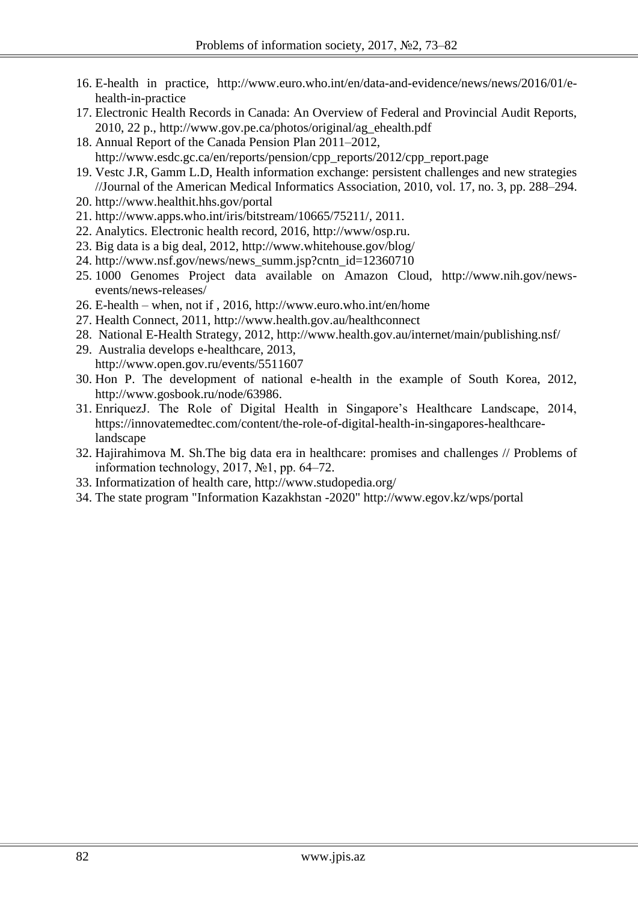16. E-health in practice, http://www.euro.who.int/en/data-and-evidence/news/news/2016/01/e-health-in-practice
17. Electronic Health Records in Canada: An Overview of Federal and Provincial Audit Reports, 2010, 22 p., http://www.gov.pe.ca/photos/original/ag_ehealth.pdf
18. Annual Report of the Canada Pension Plan 2011–2012, http://www.esdc.gc.ca/en/reports/pension/cpp_reports/2012/cpp_report.page
19. Vestc J.R, Gamm L.D, Health information exchange: persistent challenges and new strategies //Journal of the American Medical Informatics Association, 2010, vol. 17, no. 3, pp. 288–294.
20. http://www.healthit.hhs.gov/portal
21. http://www.apps.who.int/iris/bitstream/10665/75211/, 2011.
22. Analytics. Electronic health record, 2016, http://www/osp.ru.
23. Big data is a big deal, 2012, http://www.whitehouse.gov/blog/
24. http://www.nsf.gov/news/news_summ.jsp?cntn_id=12360710
25. 1000 Genomes Project data available on Amazon Cloud, http://www.nih.gov/news-events/news-releases/
26. E-health – when, not if , 2016, http://www.euro.who.int/en/home
27. Health Connect, 2011, http://www.health.gov.au/healthconnect
28. National E-Health Strategy, 2012, http://www.health.gov.au/internet/main/publishing.nsf/
29. Australia develops e-healthcare, 2013, http://www.open.gov.ru/events/5511607
30. Hon P. The development of national e-health in the example of South Korea, 2012, http://www.gosbook.ru/node/63986.
31. EnriquezJ. The Role of Digital Health in Singapore's Healthcare Landscape, 2014, https://innovatemedtec.com/content/the-role-of-digital-health-in-singapores-healthcare-landscape
32. Hajirahimova M. Sh.The big data era in healthcare: promises and challenges // Problems of information technology, 2017, №1, pp. 64–72.
33. Informatization of health care, http://www.studopedia.org/
34. The state program "Information Kazakhstan -2020" http://www.egov.kz/wps/portal